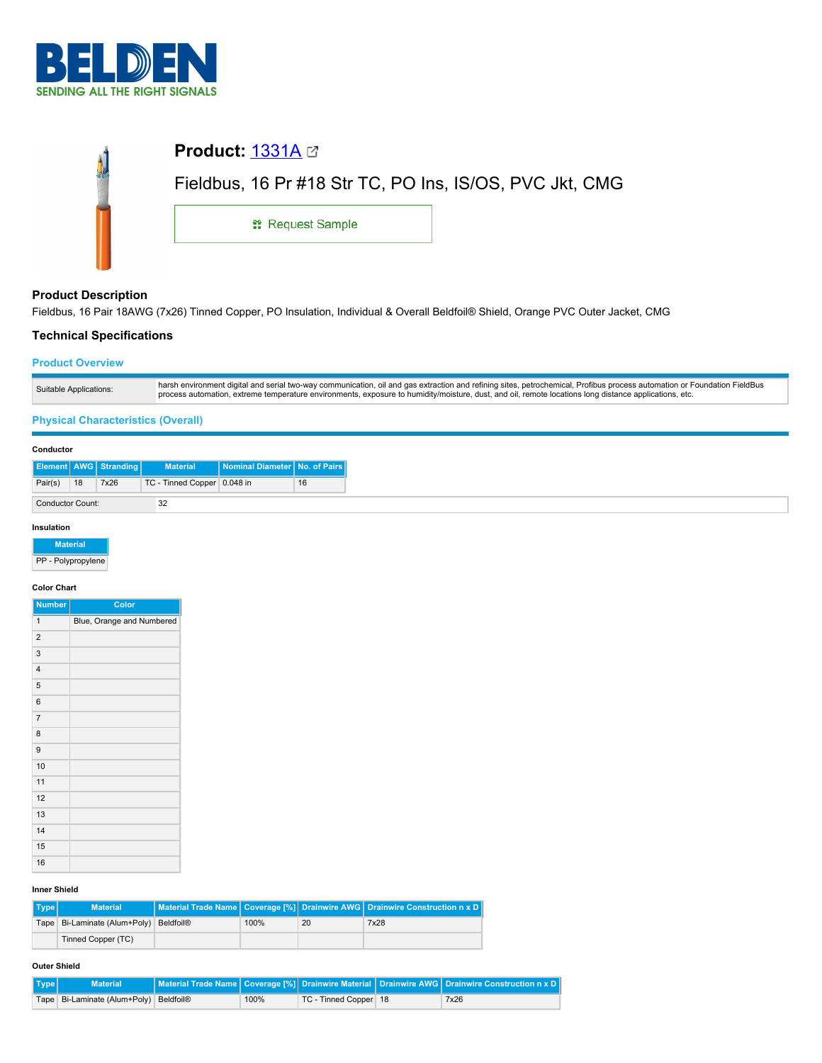# BELDEN
SENDING ALL THE RIGHT SIGNALS

## Product: 1331A

Fieldbus, 16 Pr #18 Str TC, PO Ins, IS/OS, PVC Jkt, CMG

Request Sample

## Product Description

Fieldbus, 16 Pair 18AWG (7x26) Tinned Copper, PO Insulation, Individual & Overall Beldfoil® Shield, Orange PVC Outer Jacket, CMG

## Technical Specifications

### Product Overview

| | |
|---|---|
| Suitable Applications: | harsh environment digital and serial two-way communication, oil and gas extraction and refining sites, petrochemical, Profibus process automation or Foundation FieldBus process automation, extreme temperature environments, exposure to humidity/moisture, dust, and oil, remote locations long distance applications, etc. |

### Physical Characteristics (Overall)

#### Conductor

| Element | AWG | Stranding | Material | Nominal Diameter | No. of Pairs |
|---|---|---|---|---|---|
| Pair(s) | 18 | 7x26 | TC - Tinned Copper | 0.048 in | 16 |

| | |
|---|---|
| Conductor Count: | 32 |

#### Insulation

| Material |
|---|
| PP - Polypropylene |

#### Color Chart

| Number | Color |
|---|---|
| 1 | Blue, Orange and Numbered |
| 2 | |
| 3 | |
| 4 | |
| 5 | |
| 6 | |
| 7 | |
| 8 | |
| 9 | |
| 10 | |
| 11 | |
| 12 | |
| 13 | |
| 14 | |
| 15 | |
| 16 | |

#### Inner Shield

| Type | Material | Material Trade Name | Coverage [%] | Drainwire AWG | Drainwire Construction n x D |
|---|---|---|---|---|---|
| Tape | Bi-Laminate (Alum+Poly) | Beldfoil® | 100% | 20 | 7x28 |
| | Tinned Copper (TC) | | | | |

#### Outer Shield

| Type | Material | Material Trade Name | Coverage [%] | Drainwire Material | Drainwire AWG | Drainwire Construction n x D |
|---|---|---|---|---|---|---|
| Tape | Bi-Laminate (Alum+Poly) | Beldfoil® | 100% | TC - Tinned Copper | 18 | 7x26 |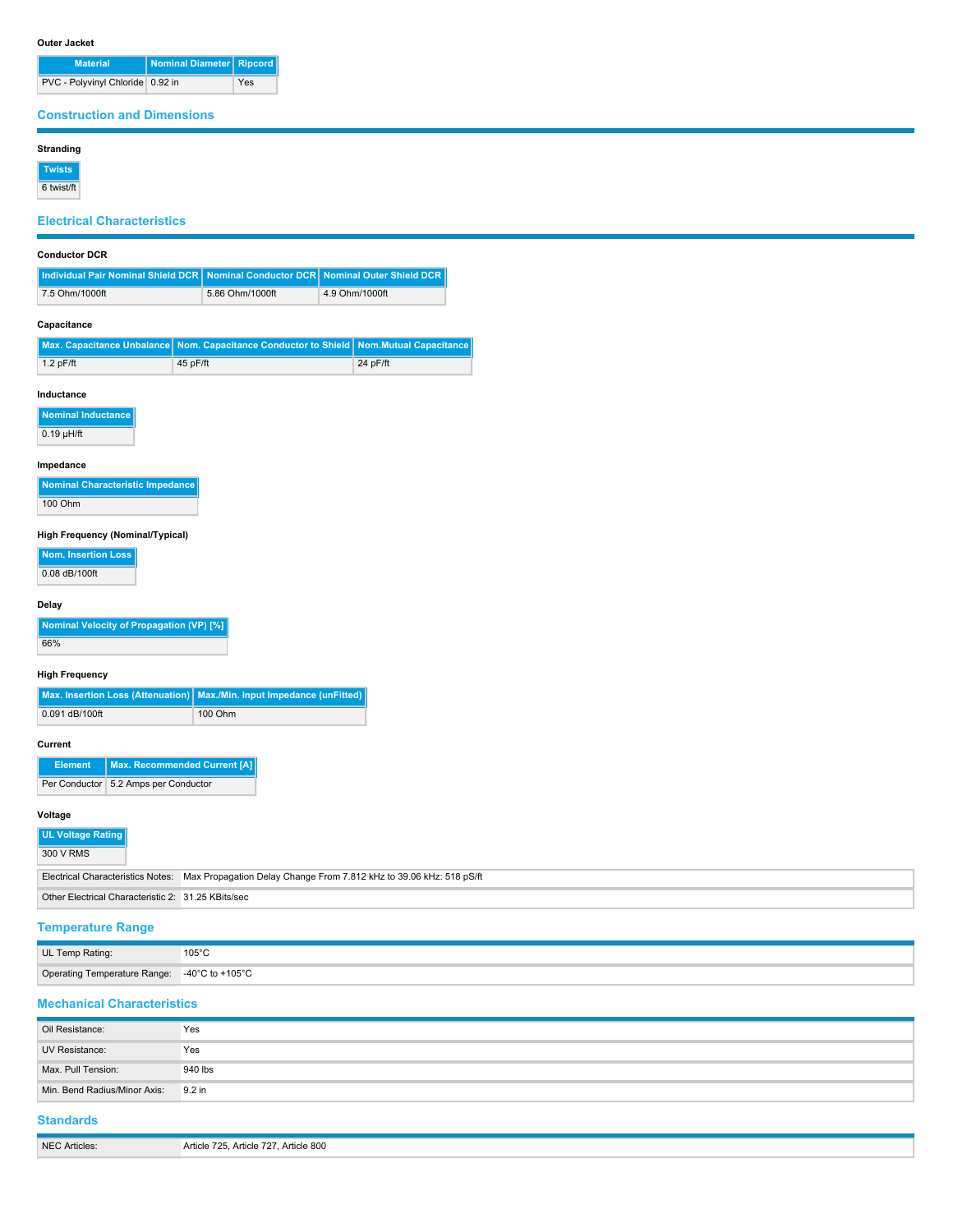#### Outer Jacket

| Material | Nominal Diameter | Ripcord |
|---|---|---|
| PVC - Polyvinyl Chloride | 0.92 in | Yes |

## Construction and Dimensions

#### Stranding

| Twists |
|---|
| 6 twist/ft |

## Electrical Characteristics

#### Conductor DCR

| Individual Pair Nominal Shield DCR | Nominal Conductor DCR | Nominal Outer Shield DCR |
|---|---|---|
| 7.5 Ohm/1000ft | 5.86 Ohm/1000ft | 4.9 Ohm/1000ft |

#### Capacitance

| Max. Capacitance Unbalance | Nom. Capacitance Conductor to Shield | Nom.Mutual Capacitance |
|---|---|---|
| 1.2 pF/ft | 45 pF/ft | 24 pF/ft |

#### Inductance

| Nominal Inductance |
|---|
| 0.19 µH/ft |

#### Impedance

| Nominal Characteristic Impedance |
|---|
| 100 Ohm |

#### High Frequency (Nominal/Typical)

| Nom. Insertion Loss |
|---|
| 0.08 dB/100ft |

#### Delay

| Nominal Velocity of Propagation (VP) [%] |
|---|
| 66% |

#### High Frequency

| Max. Insertion Loss (Attenuation) | Max./Min. Input Impedance (unFitted) |
|---|---|
| 0.091 dB/100ft | 100 Ohm |

#### Current

| Element | Max. Recommended Current [A] |
|---|---|
| Per Conductor | 5.2 Amps per Conductor |

#### Voltage

| UL Voltage Rating |
|---|
| 300 V RMS |

| | |
|---|---|
| Electrical Characteristics Notes: | Max Propagation Delay Change From 7.812 kHz to 39.06 kHz: 518 pS/ft |
| Other Electrical Characteristic 2: | 31.25 KBits/sec |

## Temperature Range

| | |
|---|---|
| UL Temp Rating: | 105°C |
| Operating Temperature Range: | -40°C to +105°C |

## Mechanical Characteristics

| | |
|---|---|
| Oil Resistance: | Yes |
| UV Resistance: | Yes |
| Max. Pull Tension: | 940 lbs |
| Min. Bend Radius/Minor Axis: | 9.2 in |

## Standards

| | |
|---|---|
| NEC Articles: | Article 725, Article 727, Article 800 |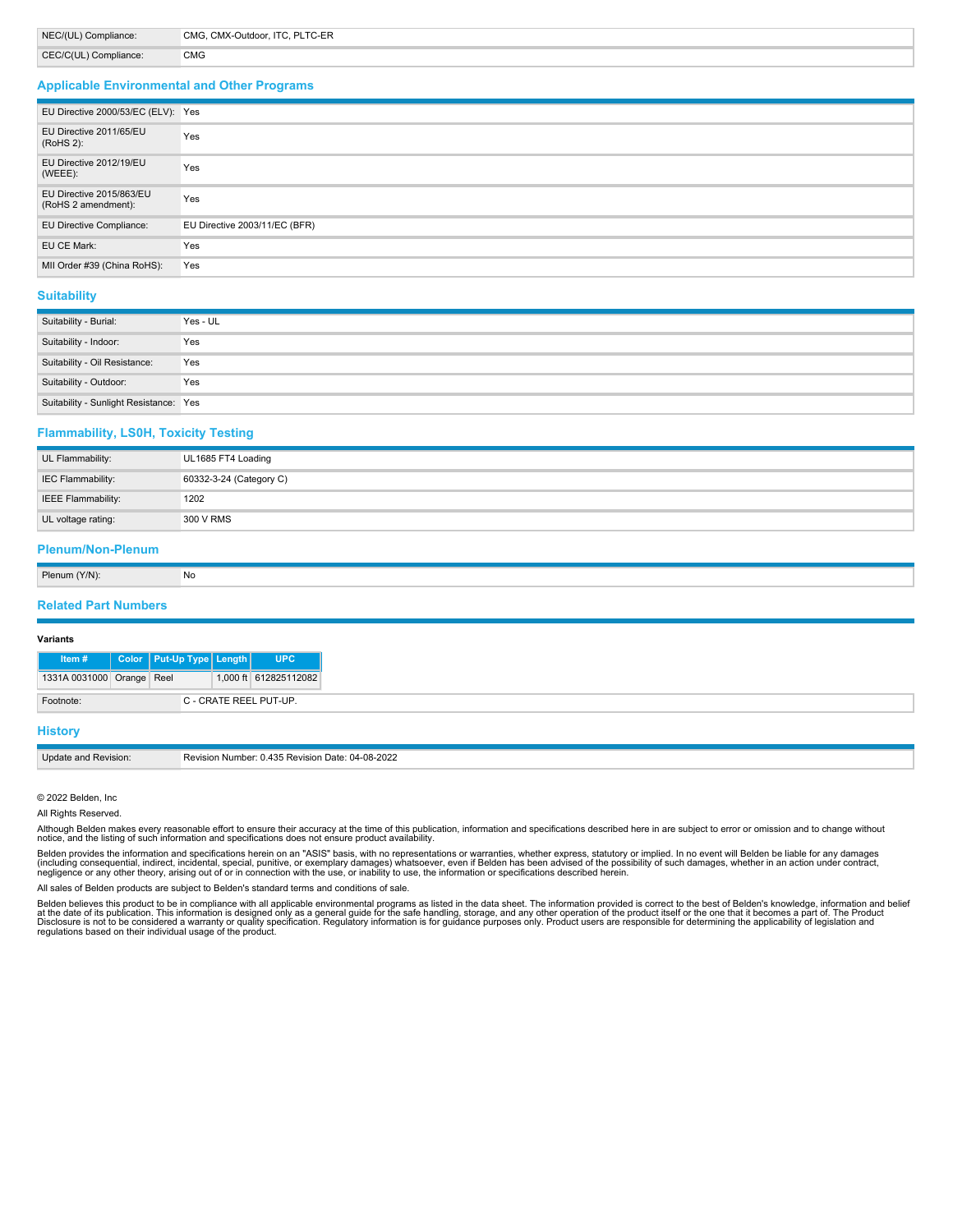| | |
|---|---|
| NEC/(UL) Compliance: | CMG, CMX-Outdoor, ITC, PLTC-ER |
| CEC/C(UL) Compliance: | CMG |

## Applicable Environmental and Other Programs

| | |
|---|---|
| EU Directive 2000/53/EC (ELV): | Yes |
| EU Directive 2011/65/EU (RoHS 2): | Yes |
| EU Directive 2012/19/EU (WEEE): | Yes |
| EU Directive 2015/863/EU (RoHS 2 amendment): | Yes |
| EU Directive Compliance: | EU Directive 2003/11/EC (BFR) |
| EU CE Mark: | Yes |
| MII Order #39 (China RoHS): | Yes |

## Suitability

| | |
|---|---|
| Suitability - Burial: | Yes - UL |
| Suitability - Indoor: | Yes |
| Suitability - Oil Resistance: | Yes |
| Suitability - Outdoor: | Yes |
| Suitability - Sunlight Resistance: | Yes |

## Flammability, LS0H, Toxicity Testing

| | |
|---|---|
| UL Flammability: | UL1685 FT4 Loading |
| IEC Flammability: | 60332-3-24 (Category C) |
| IEEE Flammability: | 1202 |
| UL voltage rating: | 300 V RMS |

## Plenum/Non-Plenum

| | |
|---|---|
| Plenum (Y/N): | No |

## Related Part Numbers

**Variants**

| Item # | Color | Put-Up Type | Length | UPC |
|---|---|---|---|---|
| 1331A 0031000 | Orange | Reel | 1,000 ft | 612825112082 |

| | |
|---|---|
| Footnote: | C - CRATE REEL PUT-UP. |

## History

| | |
|---|---|
| Update and Revision: | Revision Number: 0.435 Revision Date: 04-08-2022 |

© 2022 Belden, Inc

All Rights Reserved.

Although Belden makes every reasonable effort to ensure their accuracy at the time of this publication, information and specifications described here in are subject to error or omission and to change without notice, and the listing of such information and specifications does not ensure product availability.

Belden provides the information and specifications herein on an "ASIS" basis, with no representations or warranties, whether express, statutory or implied. In no event will Belden be liable for any damages (including consequential, indirect, incidental, special, punitive, or exemplary damages) whatsoever, even if Belden has been advised of the possibility of such damages, whether in an action under contract, negligence or any other theory, arising out of or in connection with the use, or inability to use, the information or specifications described herein.

All sales of Belden products are subject to Belden's standard terms and conditions of sale.

Belden believes this product to be in compliance with all applicable environmental programs as listed in the data sheet. The information provided is correct to the best of Belden's knowledge, information and belief at the date of its publication. This information is designed only as a general guide for the safe handling, storage, and any other operation of the product itself or the one that it becomes a part of. The Product Disclosure is not to be considered a warranty or quality specification. Regulatory information is for guidance purposes only. Product users are responsible for determining the applicability of legislation and regulations based on their individual usage of the product.